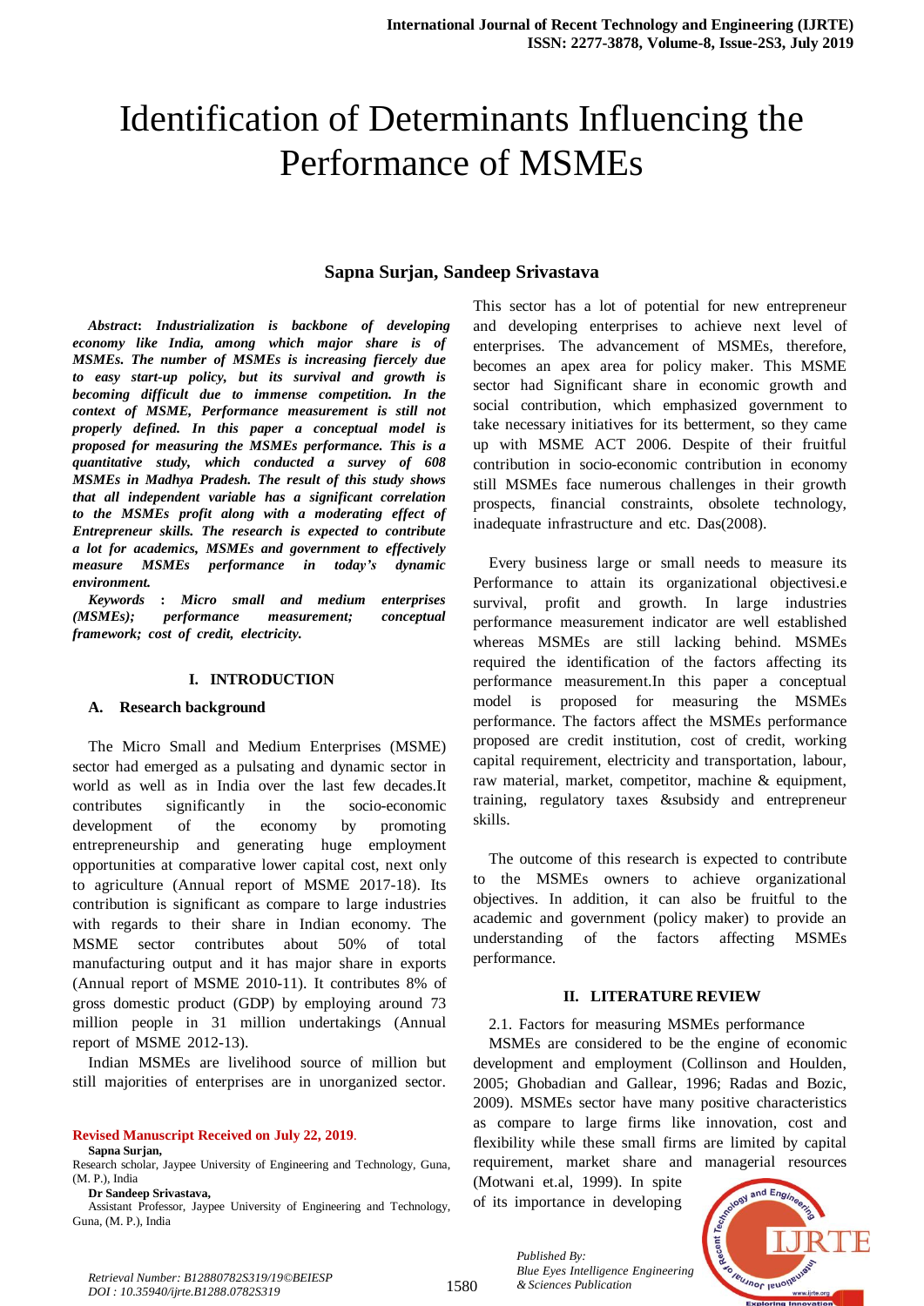# Identification of Determinants Influencing the Performance of MSMEs

**Sapna Surjan, Sandeep Srivastava**

***Abstract*****:** ***Industrialization is backbone of developing economy like India, among which major share is of MSMEs. The number of MSMEs is increasing fiercely due to easy start-up policy, but its survival and growth is becoming difficult due to immense competition. In the context of MSME, Performance measurement is still not properly defined. In this paper a conceptual model is proposed for measuring the MSMEs performance. This is a quantitative study, which conducted a survey of 608 MSMEs in Madhya Pradesh. The result of this study shows that all independent variable has a significant correlation to the MSMEs profit along with a moderating effect of Entrepreneur skills. The research is expected to contribute a lot for academics, MSMEs and government to effectively measure MSMEs performance in today's dynamic environment.***

***Keywords : Micro small and medium enterprises (MSMEs); performance measurement; conceptual framework; cost of credit, electricity.***

## I. INTRODUCTION

### A. Research background

The Micro Small and Medium Enterprises (MSME) sector had emerged as a pulsating and dynamic sector in world as well as in India over the last few decades.It contributes significantly in the socio-economic development of the economy by promoting entrepreneurship and generating huge employment opportunities at comparative lower capital cost, next only to agriculture (Annual report of MSME 2017-18). Its contribution is significant as compare to large industries with regards to their share in Indian economy. The MSME sector contributes about 50% of total manufacturing output and it has major share in exports (Annual report of MSME 2010-11). It contributes 8% of gross domestic product (GDP) by employing around 73 million people in 31 million undertakings (Annual report of MSME 2012-13).

Indian MSMEs are livelihood source of million but still majorities of enterprises are in unorganized sector. This sector has a lot of potential for new entrepreneur and developing enterprises to achieve next level of enterprises. The advancement of MSMEs, therefore, becomes an apex area for policy maker. This MSME sector had Significant share in economic growth and social contribution, which emphasized government to take necessary initiatives for its betterment, so they came up with MSME ACT 2006. Despite of their fruitful contribution in socio-economic contribution in economy still MSMEs face numerous challenges in their growth prospects, financial constraints, obsolete technology, inadequate infrastructure and etc. Das(2008).

Every business large or small needs to measure its Performance to attain its organizational objectivesi.e survival, profit and growth. In large industries performance measurement indicator are well established whereas MSMEs are still lacking behind. MSMEs required the identification of the factors affecting its performance measurement.In this paper a conceptual model is proposed for measuring the MSMEs performance. The factors affect the MSMEs performance proposed are credit institution, cost of credit, working capital requirement, electricity and transportation, labour, raw material, market, competitor, machine & equipment, training, regulatory taxes &subsidy and entrepreneur skills.

The outcome of this research is expected to contribute to the MSMEs owners to achieve organizational objectives. In addition, it can also be fruitful to the academic and government (policy maker) to provide an understanding of the factors affecting MSMEs performance.

## II. LITERATURE REVIEW

2.1. Factors for measuring MSMEs performance

MSMEs are considered to be the engine of economic development and employment (Collinson and Houlden, 2005; Ghobadian and Gallear, 1996; Radas and Bozic, 2009). MSMEs sector have many positive characteristics as compare to large firms like innovation, cost and flexibility while these small firms are limited by capital requirement, market share and managerial resources (Motwani et.al, 1999). In spite of its importance in developing

**Revised Manuscript Received on July 22, 2019.**

**Sapna Surjan,** Research scholar, Jaypee University of Engineering and Technology, Guna, (M. P.), India

**Dr Sandeep Srivastava,** Assistant Professor, Jaypee University of Engineering and Technology, Guna, (M. P.), India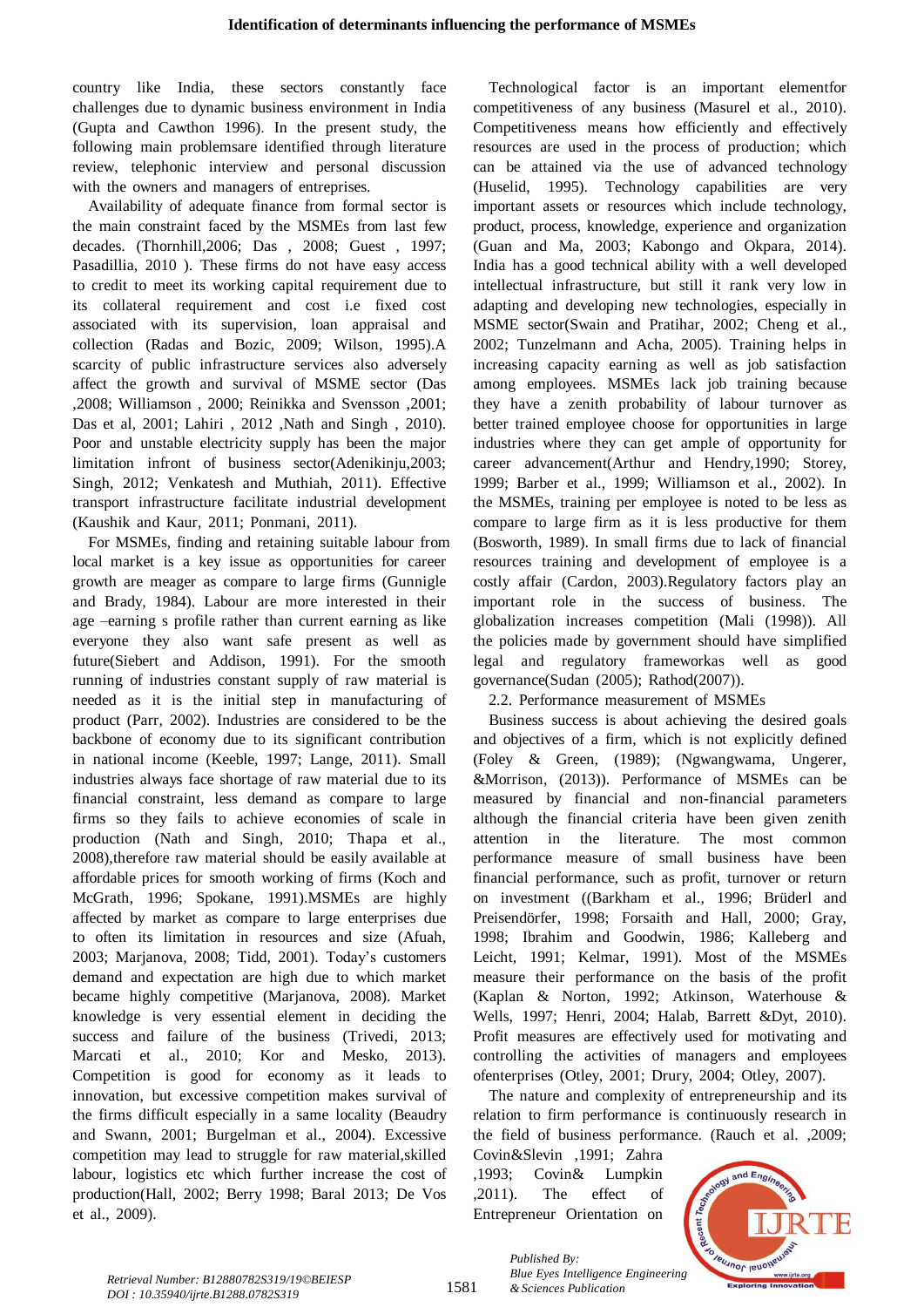country like India, these sectors constantly face challenges due to dynamic business environment in India (Gupta and Cawthon 1996). In the present study, the following main problemsare identified through literature review, telephonic interview and personal discussion with the owners and managers of entreprises.

Availability of adequate finance from formal sector is the main constraint faced by the MSMEs from last few decades. (Thornhill,2006; Das , 2008; Guest , 1997; Pasadillia, 2010 ). These firms do not have easy access to credit to meet its working capital requirement due to its collateral requirement and cost i.e fixed cost associated with its supervision, loan appraisal and collection (Radas and Bozic, 2009; Wilson, 1995).A scarcity of public infrastructure services also adversely affect the growth and survival of MSME sector (Das ,2008; Williamson , 2000; Reinikka and Svensson ,2001; Das et al, 2001; Lahiri , 2012 ,Nath and Singh , 2010). Poor and unstable electricity supply has been the major limitation infront of business sector(Adenikinju,2003; Singh, 2012; Venkatesh and Muthiah, 2011). Effective transport infrastructure facilitate industrial development (Kaushik and Kaur, 2011; Ponmani, 2011).

For MSMEs, finding and retaining suitable labour from local market is a key issue as opportunities for career growth are meager as compare to large firms (Gunnigle and Brady, 1984). Labour are more interested in their age –earning s profile rather than current earning as like everyone they also want safe present as well as future(Siebert and Addison, 1991). For the smooth running of industries constant supply of raw material is needed as it is the initial step in manufacturing of product (Parr, 2002). Industries are considered to be the backbone of economy due to its significant contribution in national income (Keeble, 1997; Lange, 2011). Small industries always face shortage of raw material due to its financial constraint, less demand as compare to large firms so they fails to achieve economies of scale in production (Nath and Singh, 2010; Thapa et al., 2008),therefore raw material should be easily available at affordable prices for smooth working of firms (Koch and McGrath, 1996; Spokane, 1991).MSMEs are highly affected by market as compare to large enterprises due to often its limitation in resources and size (Afuah, 2003; Marjanova, 2008; Tidd, 2001). Today's customers demand and expectation are high due to which market became highly competitive (Marjanova, 2008). Market knowledge is very essential element in deciding the success and failure of the business (Trivedi, 2013; Marcati et al., 2010; Kor and Mesko, 2013). Competition is good for economy as it leads to innovation, but excessive competition makes survival of the firms difficult especially in a same locality (Beaudry and Swann, 2001; Burgelman et al., 2004). Excessive competition may lead to struggle for raw material,skilled labour, logistics etc which further increase the cost of production(Hall, 2002; Berry 1998; Baral 2013; De Vos et al., 2009).

Technological factor is an important elementfor competitiveness of any business (Masurel et al., 2010). Competitiveness means how efficiently and effectively resources are used in the process of production; which can be attained via the use of advanced technology (Huselid, 1995). Technology capabilities are very important assets or resources which include technology, product, process, knowledge, experience and organization (Guan and Ma, 2003; Kabongo and Okpara, 2014). India has a good technical ability with a well developed intellectual infrastructure, but still it rank very low in adapting and developing new technologies, especially in MSME sector(Swain and Pratihar, 2002; Cheng et al., 2002; Tunzelmann and Acha, 2005). Training helps in increasing capacity earning as well as job satisfaction among employees. MSMEs lack job training because they have a zenith probability of labour turnover as better trained employee choose for opportunities in large industries where they can get ample of opportunity for career advancement(Arthur and Hendry,1990; Storey, 1999; Barber et al., 1999; Williamson et al., 2002). In the MSMEs, training per employee is noted to be less as compare to large firm as it is less productive for them (Bosworth, 1989). In small firms due to lack of financial resources training and development of employee is a costly affair (Cardon, 2003).Regulatory factors play an important role in the success of business. The globalization increases competition (Mali (1998)). All the policies made by government should have simplified legal and regulatory frameworkas well as good governance(Sudan (2005); Rathod(2007)).

### 2.2. Performance measurement of MSMEs

Business success is about achieving the desired goals and objectives of a firm, which is not explicitly defined (Foley & Green, (1989); (Ngwangwama, Ungerer, &Morrison, (2013)). Performance of MSMEs can be measured by financial and non-financial parameters although the financial criteria have been given zenith attention in the literature. The most common performance measure of small business have been financial performance, such as profit, turnover or return on investment ((Barkham et al., 1996; Brüderl and Preisendörfer, 1998; Forsaith and Hall, 2000; Gray, 1998; Ibrahim and Goodwin, 1986; Kalleberg and Leicht, 1991; Kelmar, 1991). Most of the MSMEs measure their performance on the basis of the profit (Kaplan & Norton, 1992; Atkinson, Waterhouse & Wells, 1997; Henri, 2004; Halab, Barrett &Dyt, 2010). Profit measures are effectively used for motivating and controlling the activities of managers and employees ofenterprises (Otley, 2001; Drury, 2004; Otley, 2007).

The nature and complexity of entrepreneurship and its relation to firm performance is continuously research in the field of business performance. (Rauch et al. ,2009; Covin&Slevin ,1991; Zahra ,1993; Covin& Lumpkin ,2011). The effect of Entrepreneur Orientation on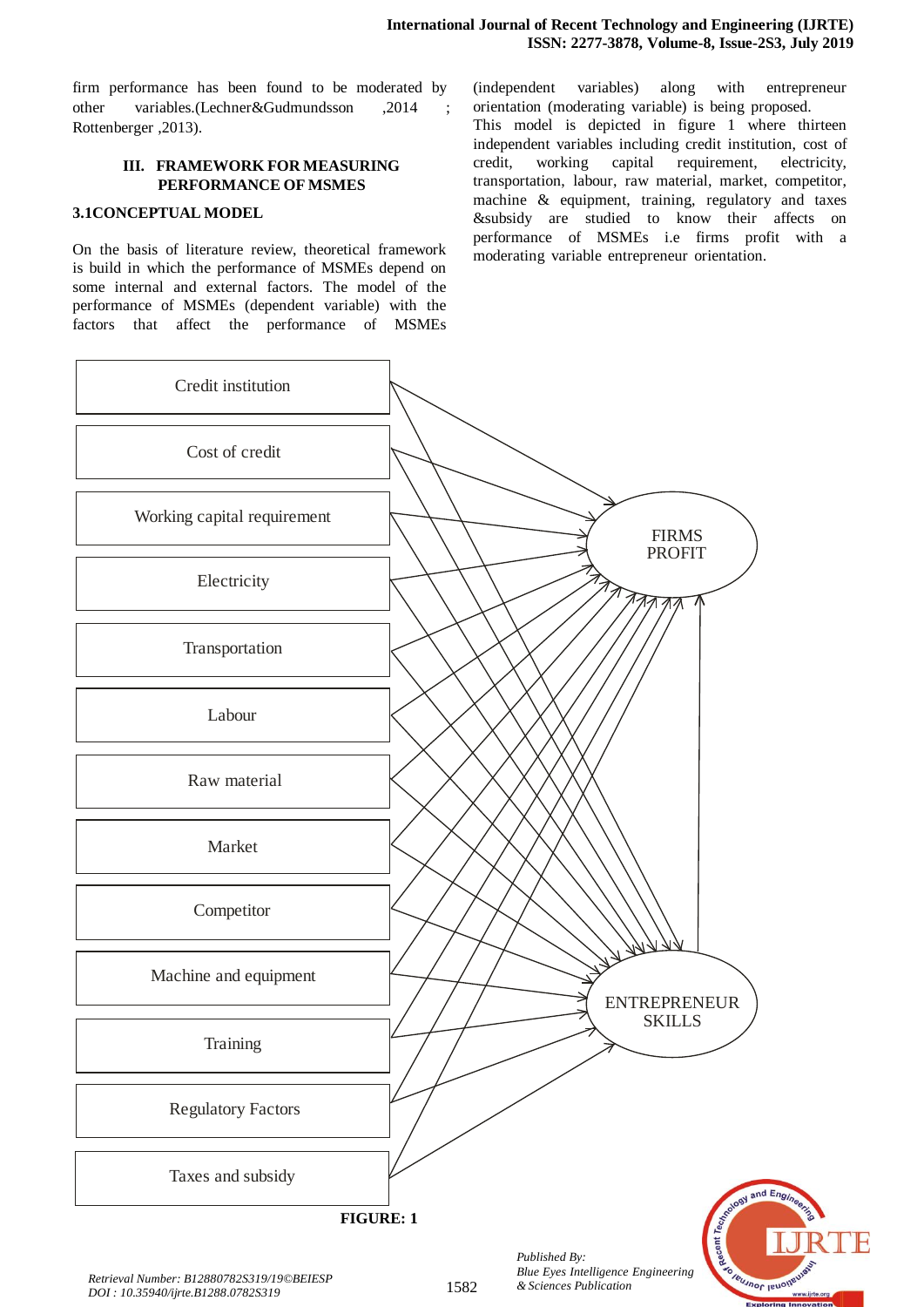firm performance has been found to be moderated by other variables.(Lechner&Gudmundsson ,2014 ; Rottenberger ,2013).

## III. FRAMEWORK FOR MEASURING PERFORMANCE OF MSMES

### 3.1CONCEPTUAL MODEL

On the basis of literature review, theoretical framework is build in which the performance of MSMEs depend on some internal and external factors. The model of the performance of MSMEs (dependent variable) with the factors that affect the performance of MSMEs (independent variables) along with entrepreneur orientation (moderating variable) is being proposed.

This model is depicted in figure 1 where thirteen independent variables including credit institution, cost of credit, working capital requirement, electricity, transportation, labour, raw material, market, competitor, machine & equipment, training, regulatory and taxes &subsidy are studied to know their affects on performance of MSMEs i.e firms profit with a moderating variable entrepreneur orientation.

Credit institution

Cost of credit

Working capital requirement

Electricity

Transportation

Labour

Raw material

Market

Competitor

Machine and equipment

Training

Regulatory Factors

Taxes and subsidy

FIRMS PROFIT

ENTREPRENEUR SKILLS

**FIGURE: 1**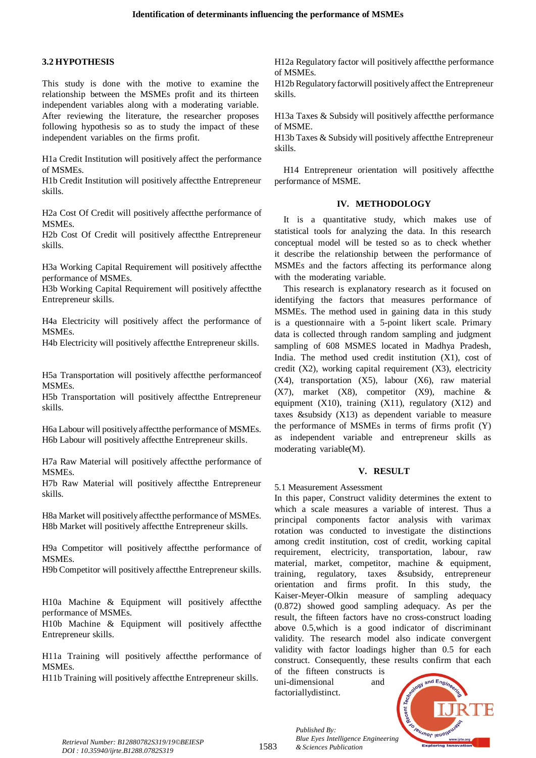### 3.2 HYPOTHESIS

This study is done with the motive to examine the relationship between the MSMEs profit and its thirteen independent variables along with a moderating variable. After reviewing the literature, the researcher proposes following hypothesis so as to study the impact of these independent variables on the firms profit.

H1a Credit Institution will positively affect the performance of MSMEs.
H1b Credit Institution will positively affectthe Entrepreneur skills.

H2a Cost Of Credit will positively affectthe performance of MSMEs.
H2b Cost Of Credit will positively affectthe Entrepreneur skills.

H3a Working Capital Requirement will positively affectthe performance of MSMEs.
H3b Working Capital Requirement will positively affectthe Entrepreneur skills.

H4a Electricity will positively affect the performance of MSMEs.
H4b Electricity will positively affectthe Entrepreneur skills.

H5a Transportation will positively affectthe performanceof MSMEs.
H5b Transportation will positively affectthe Entrepreneur skills.

H6a Labour will positively affectthe performance of MSMEs.
H6b Labour will positively affectthe Entrepreneur skills.

H7a Raw Material will positively affectthe performance of MSMEs.
H7b Raw Material will positively affectthe Entrepreneur skills.

H8a Market will positively affectthe performance of MSMEs.
H8b Market will positively affectthe Entrepreneur skills.

H9a Competitor will positively affectthe performance of MSMEs.
H9b Competitor will positively affectthe Entrepreneur skills.

H10a Machine & Equipment will positively affectthe performance of MSMEs.
H10b Machine & Equipment will positively affectthe Entrepreneur skills.

H11a Training will positively affectthe performance of MSMEs.
H11b Training will positively affectthe Entrepreneur skills.

H12a Regulatory factor will positively affectthe performance of MSMEs.
H12b Regulatory factorwill positively affect the Entrepreneur skills.

H13a Taxes & Subsidy will positively affectthe performance of MSME.
H13b Taxes & Subsidy will positively affectthe Entrepreneur skills.

H14 Entrepreneur orientation will positively affectthe performance of MSME.

## IV. METHODOLOGY

It is a quantitative study, which makes use of statistical tools for analyzing the data. In this research conceptual model will be tested so as to check whether it describe the relationship between the performance of MSMEs and the factors affecting its performance along with the moderating variable.

This research is explanatory research as it focused on identifying the factors that measures performance of MSMEs. The method used in gaining data in this study is a questionnaire with a 5-point likert scale. Primary data is collected through random sampling and judgment sampling of 608 MSMES located in Madhya Pradesh, India. The method used credit institution (X1), cost of credit (X2), working capital requirement (X3), electricity (X4), transportation (X5), labour (X6), raw material (X7), market (X8), competitor (X9), machine & equipment (X10), training (X11), regulatory (X12) and taxes &subsidy (X13) as dependent variable to measure the performance of MSMEs in terms of firms profit (Y) as independent variable and entrepreneur skills as moderating variable(M).

## V. RESULT

5.1 Measurement Assessment

In this paper, Construct validity determines the extent to which a scale measures a variable of interest. Thus a principal components factor analysis with varimax rotation was conducted to investigate the distinctions among credit institution, cost of credit, working capital requirement, electricity, transportation, labour, raw material, market, competitor, machine & equipment, training, regulatory, taxes &subsidy, entrepreneur orientation and firms profit. In this study, the Kaiser-Meyer-Olkin measure of sampling adequacy (0.872) showed good sampling adequacy. As per the result, the fifteen factors have no cross-construct loading above 0.5,which is a good indicator of discriminant validity. The research model also indicate convergent validity with factor loadings higher than 0.5 for each construct. Consequently, these results confirm that each of the fifteen constructs is uni-dimensional and factoriallydistinct.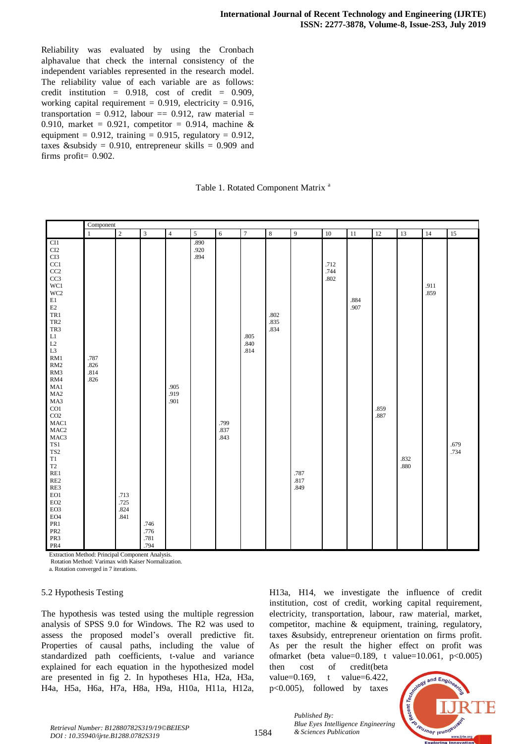Reliability was evaluated by using the Cronbach alphavalue that check the internal consistency of the independent variables represented in the research model. The reliability value of each variable are as follows: credit institution = 0.918, cost of credit = 0.909, working capital requirement = 0.919, electricity = 0.916, transportation = 0.912, labour == 0.912, raw material = 0.910, market = 0.921, competitor = 0.914, machine & equipment = 0.912, training = 0.915, regulatory = 0.912, taxes &subsidy = 0.910, entrepreneur skills = 0.909 and firms profit= 0.902.

Table 1. Rotated Component Matrix [a]

| | Component | | | | | | | | | | | | | | |
|---|---|---|---|---|---|---|---|---|---|---|---|---|---|---|---|
| | 1 | 2 | 3 | 4 | 5 | 6 | 7 | 8 | 9 | 10 | 11 | 12 | 13 | 14 | 15 |
| CI1 | | | | | .890 | | | | | | | | | | |
| CI2 | | | | | .920 | | | | | | | | | | |
| CI3 | | | | | .894 | | | | | | | | | | |
| CC1 | | | | | | | | | | .712 | | | | | |
| CC2 | | | | | | | | | | .744 | | | | | |
| CC3 | | | | | | | | | | .802 | | | | | |
| WC1 | | | | | | | | | | | | | | .911 | |
| WC2 | | | | | | | | | | | | | | .859 | |
| E1 | | | | | | | | | | | .884 | | | | |
| E2 | | | | | | | | | | | .907 | | | | |
| TR1 | | | | | | | | .802 | | | | | | | |
| TR2 | | | | | | | | .835 | | | | | | | |
| TR3 | | | | | | | | .834 | | | | | | | |
| L1 | | | | | | | .805 | | | | | | | | |
| L2 | | | | | | | .840 | | | | | | | | |
| L3 | | | | | | | .814 | | | | | | | | |
| RM1 | .787 | | | | | | | | | | | | | | |
| RM2 | .826 | | | | | | | | | | | | | | |
| RM3 | .814 | | | | | | | | | | | | | | |
| RM4 | .826 | | | | | | | | | | | | | | |
| MA1 | | | | .905 | | | | | | | | | | | |
| MA2 | | | | .919 | | | | | | | | | | | |
| MA3 | | | | .901 | | | | | | | | | | | |
| CO1 | | | | | | | | | | | | .859 | | | |
| CO2 | | | | | | | | | | | | .887 | | | |
| MAC1 | | | | | | .799 | | | | | | | | | |
| MAC2 | | | | | | .837 | | | | | | | | | |
| MAC3 | | | | | | .843 | | | | | | | | | |
| TS1 | | | | | | | | | | | | | | | .679 |
| TS2 | | | | | | | | | | | | | | | .734 |
| T1 | | | | | | | | | | | | | .832 | | |
| T2 | | | | | | | | | | | | | .880 | | |
| RE1 | | | | | | | | | .787 | | | | | | |
| RE2 | | | | | | | | | .817 | | | | | | |
| RE3 | | | | | | | | | .849 | | | | | | |
| EO1 | | .713 | | | | | | | | | | | | | |
| EO2 | | .725 | | | | | | | | | | | | | |
| EO3 | | .824 | | | | | | | | | | | | | |
| EO4 | | .841 | | | | | | | | | | | | | |
| PR1 | | | .746 | | | | | | | | | | | | |
| PR2 | | | .776 | | | | | | | | | | | | |
| PR3 | | | .781 | | | | | | | | | | | | |
| PR4 | | | .794 | | | | | | | | | | | | |

Extraction Method: Principal Component Analysis.
Rotation Method: Varimax with Kaiser Normalization.
a. Rotation converged in 7 iterations.

### 5.2 Hypothesis Testing

The hypothesis was tested using the multiple regression analysis of SPSS 9.0 for Windows. The $R^2$ was used to assess the proposed model's overall predictive fit. Properties of causal paths, including the value of standardized path coefficients, t-value and variance explained for each equation in the hypothesized model are presented in fig 2. In hypotheses H1a, H2a, H3a, H4a, H5a, H6a, H7a, H8a, H9a, H10a, H11a, H12a, H13a, H14, we investigate the influence of credit institution, cost of credit, working capital requirement, electricity, transportation, labour, raw material, market, competitor, machine & equipment, training, regulatory, taxes &subsidy, entrepreneur orientation on firms profit. As per the result the higher effect on profit was ofmarket (beta value=0.189, t value=10.061, $p<0.005$) then cost of credit(beta value=0.169, t value=6.422, $p<0.005$), followed by taxes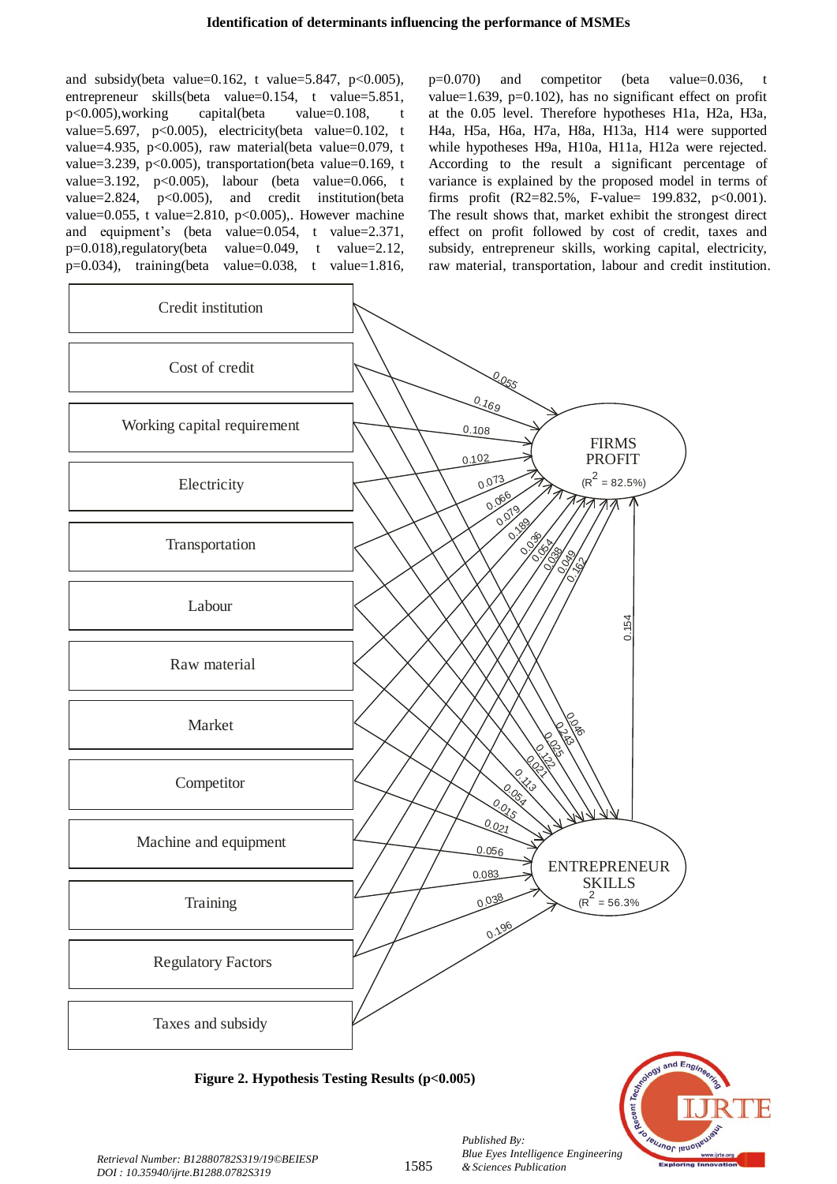and subsidy(beta value=0.162, t value=5.847, p<0.005), entrepreneur skills(beta value=0.154, t value=5.851, p<0.005),working capital(beta value=0.108, t value=5.697, p<0.005), electricity(beta value=0.102, t value=4.935, p<0.005), raw material(beta value=0.079, t value=3.239, p<0.005), transportation(beta value=0.169, t value=3.192, p<0.005), labour (beta value=0.066, t value=2.824, p<0.005), and credit institution(beta value=0.055, t value=2.810, p<0.005),. However machine and equipment's (beta value=0.054, t value=2.371, p=0.018),regulatory(beta value=0.049, t value=2.12, p=0.034), training(beta value=0.038, t value=1.816, p=0.070) and competitor (beta value=0.036, t value=1.639, p=0.102), has no significant effect on profit at the 0.05 level. Therefore hypotheses H1a, H2a, H3a, H4a, H5a, H6a, H7a, H8a, H13a, H14 were supported while hypotheses H9a, H10a, H11a, H12a were rejected. According to the result a significant percentage of variance is explained by the proposed model in terms of firms profit ($R^2$=82.5%, F-value= 199.832, p<0.001). The result shows that, market exhibit the strongest direct effect on profit followed by cost of credit, taxes and subsidy, entrepreneur skills, working capital, electricity, raw material, transportation, labour and credit institution.

**Figure 2. Hypothesis Testing Results (p<0.005)**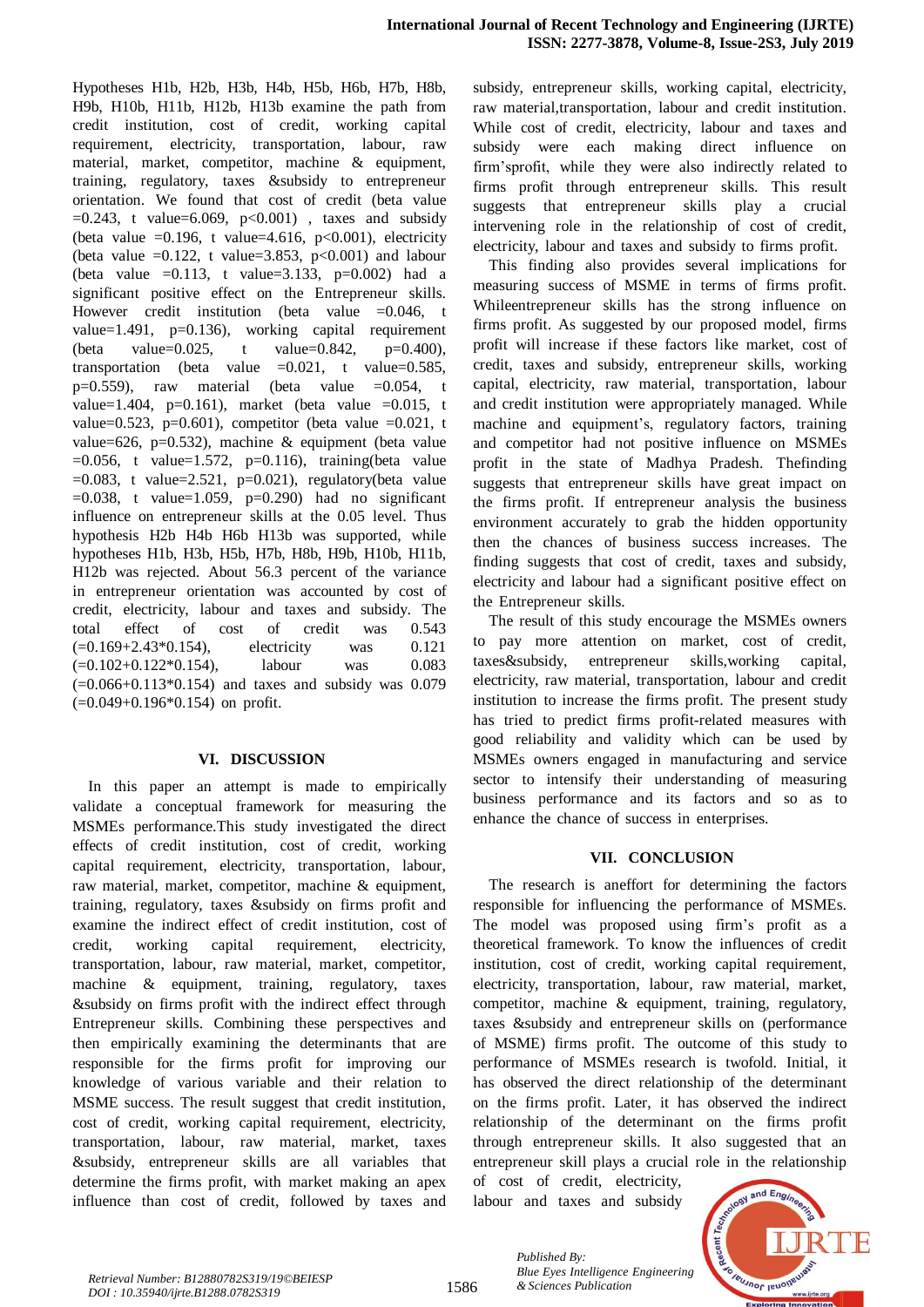Hypotheses H1b, H2b, H3b, H4b, H5b, H6b, H7b, H8b, H9b, H10b, H11b, H12b, H13b examine the path from credit institution, cost of credit, working capital requirement, electricity, transportation, labour, raw material, market, competitor, machine & equipment, training, regulatory, taxes &subsidy to entrepreneur orientation. We found that cost of credit (beta value =0.243, t value=6.069, $p<0.001$) , taxes and subsidy (beta value =0.196, t value=4.616, $p<0.001$), electricity (beta value =0.122, t value=3.853, $p<0.001$) and labour (beta value =0.113, t value=3.133, p=0.002) had a significant positive effect on the Entrepreneur skills. However credit institution (beta value =0.046, t value=1.491, p=0.136), working capital requirement (beta value=0.025, t value=0.842, p=0.400), transportation (beta value =0.021, t value=0.585, p=0.559), raw material (beta value =0.054, t value=1.404, p=0.161), market (beta value =0.015, t value=0.523, p=0.601), competitor (beta value =0.021, t value=626, p=0.532), machine & equipment (beta value =0.056, t value=1.572, p=0.116), training(beta value =0.083, t value=2.521, p=0.021), regulatory(beta value =0.038, t value=1.059, p=0.290) had no significant influence on entrepreneur skills at the 0.05 level. Thus hypothesis H2b H4b H6b H13b was supported, while hypotheses H1b, H3b, H5b, H7b, H8b, H9b, H10b, H11b, H12b was rejected. About 56.3 percent of the variance in entrepreneur orientation was accounted by cost of credit, electricity, labour and taxes and subsidy. The total effect of cost of credit was 0.543 (=0.169+2.43*0.154), electricity was 0.121 (=0.102+0.122*0.154), labour was 0.083 (=0.066+0.113*0.154) and taxes and subsidy was 0.079 (=0.049+0.196*0.154) on profit.

## VI. DISCUSSION

In this paper an attempt is made to empirically validate a conceptual framework for measuring the MSMEs performance.This study investigated the direct effects of credit institution, cost of credit, working capital requirement, electricity, transportation, labour, raw material, market, competitor, machine & equipment, training, regulatory, taxes &subsidy on firms profit and examine the indirect effect of credit institution, cost of credit, working capital requirement, electricity, transportation, labour, raw material, market, competitor, machine & equipment, training, regulatory, taxes &subsidy on firms profit with the indirect effect through Entrepreneur skills. Combining these perspectives and then empirically examining the determinants that are responsible for the firms profit for improving our knowledge of various variable and their relation to MSME success. The result suggest that credit institution, cost of credit, working capital requirement, electricity, transportation, labour, raw material, market, taxes &subsidy, entrepreneur skills are all variables that determine the firms profit, with market making an apex influence than cost of credit, followed by taxes and subsidy, entrepreneur skills, working capital, electricity, raw material,transportation, labour and credit institution. While cost of credit, electricity, labour and taxes and subsidy were each making direct influence on firm'sprofit, while they were also indirectly related to firms profit through entrepreneur skills. This result suggests that entrepreneur skills play a crucial intervening role in the relationship of cost of credit, electricity, labour and taxes and subsidy to firms profit.

This finding also provides several implications for measuring success of MSME in terms of firms profit. Whileentrepreneur skills has the strong influence on firms profit. As suggested by our proposed model, firms profit will increase if these factors like market, cost of credit, taxes and subsidy, entrepreneur skills, working capital, electricity, raw material, transportation, labour and credit institution were appropriately managed. While machine and equipment's, regulatory factors, training and competitor had not positive influence on MSMEs profit in the state of Madhya Pradesh. Thefinding suggests that entrepreneur skills have great impact on the firms profit. If entrepreneur analysis the business environment accurately to grab the hidden opportunity then the chances of business success increases. The finding suggests that cost of credit, taxes and subsidy, electricity and labour had a significant positive effect on the Entrepreneur skills.

The result of this study encourage the MSMEs owners to pay more attention on market, cost of credit, taxes&subsidy, entrepreneur skills,working capital, electricity, raw material, transportation, labour and credit institution to increase the firms profit. The present study has tried to predict firms profit-related measures with good reliability and validity which can be used by MSMEs owners engaged in manufacturing and service sector to intensify their understanding of measuring business performance and its factors and so as to enhance the chance of success in enterprises.

## VII. CONCLUSION

The research is aneffort for determining the factors responsible for influencing the performance of MSMEs. The model was proposed using firm's profit as a theoretical framework. To know the influences of credit institution, cost of credit, working capital requirement, electricity, transportation, labour, raw material, market, competitor, machine & equipment, training, regulatory, taxes &subsidy and entrepreneur skills on (performance of MSME) firms profit. The outcome of this study to performance of MSMEs research is twofold. Initial, it has observed the direct relationship of the determinant on the firms profit. Later, it has observed the indirect relationship of the determinant on the firms profit through entrepreneur skills. It also suggested that an entrepreneur skill plays a crucial role in the relationship of cost of credit, electricity, labour and taxes and subsidy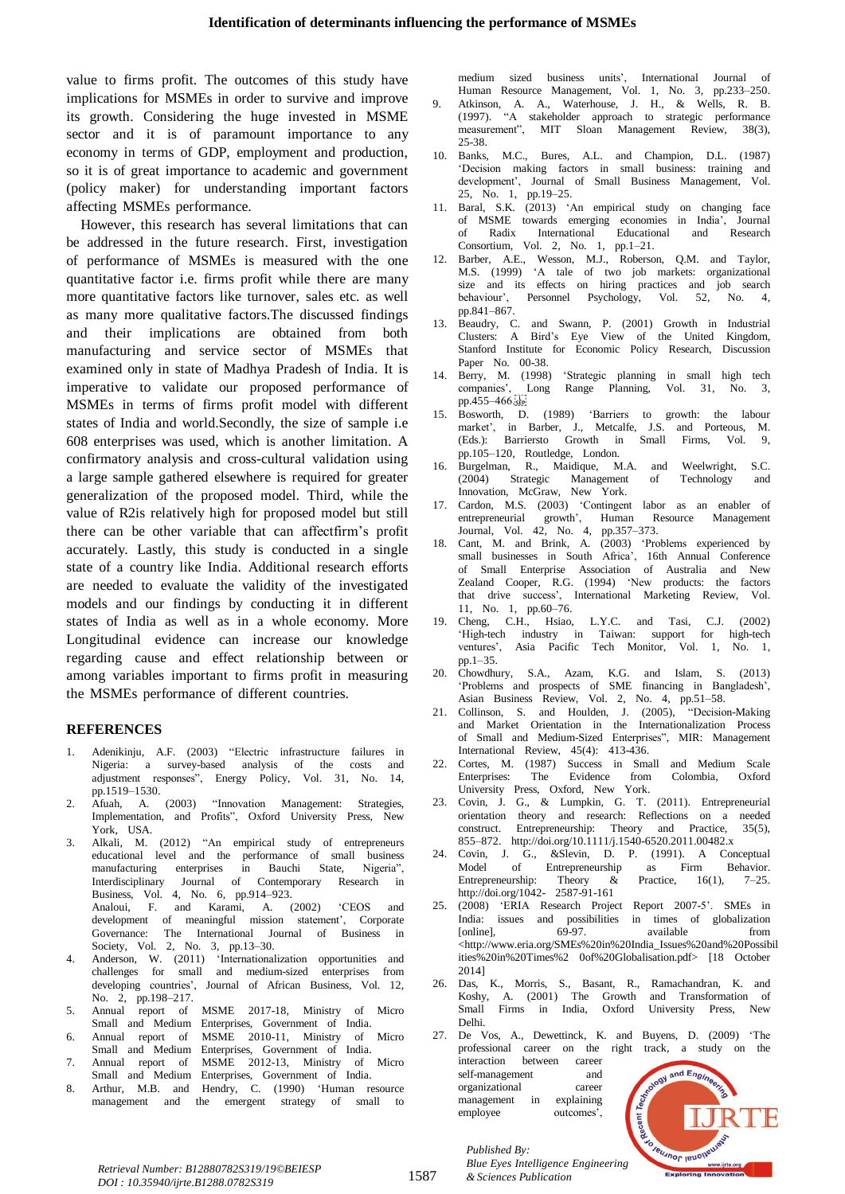value to firms profit. The outcomes of this study have implications for MSMEs in order to survive and improve its growth. Considering the huge invested in MSME sector and it is of paramount importance to any economy in terms of GDP, employment and production, so it is of great importance to academic and government (policy maker) for understanding important factors affecting MSMEs performance.

However, this research has several limitations that can be addressed in the future research. First, investigation of performance of MSMEs is measured with the one quantitative factor i.e. firms profit while there are many more quantitative factors like turnover, sales etc. as well as many more qualitative factors.The discussed findings and their implications are obtained from both manufacturing and service sector of MSMEs that examined only in state of Madhya Pradesh of India. It is imperative to validate our proposed performance of MSMEs in terms of firms profit model with different states of India and world.Secondly, the size of sample i.e 608 enterprises was used, which is another limitation. A confirmatory analysis and cross-cultural validation using a large sample gathered elsewhere is required for greater generalization of the proposed model. Third, while the value of R2is relatively high for proposed model but still there can be other variable that can affectfirm's profit accurately. Lastly, this study is conducted in a single state of a country like India. Additional research efforts are needed to evaluate the validity of the investigated models and our findings by conducting it in different states of India as well as in a whole economy. More Longitudinal evidence can increase our knowledge regarding cause and effect relationship between or among variables important to firms profit in measuring the MSMEs performance of different countries.

## REFERENCES

1. Adenikinju, A.F. (2003) "Electric infrastructure failures in Nigeria: a survey-based analysis of the costs and adjustment responses", Energy Policy, Vol. 31, No. 14, pp.1519–1530.
2. Afuah, A. (2003) "Innovation Management: Strategies, Implementation, and Profits", Oxford University Press, New York, USA.
3. Alkali, M. (2012) "An empirical study of entrepreneurs educational level and the performance of small business manufacturing enterprises in Bauchi State, Nigeria", Interdisciplinary Journal of Contemporary Research in Business, Vol. 4, No. 6, pp.914–923.
   Analoui, F. and Karami, A. (2002) 'CEOS and development of meaningful mission statement', Corporate Governance: The International Journal of Business in Society, Vol. 2, No. 3, pp.13–30.
4. Anderson, W. (2011) 'Internationalization opportunities and challenges for small and medium-sized enterprises from developing countries', Journal of African Business, Vol. 12, No. 2, pp.198–217.
5. Annual report of MSME 2017-18, Ministry of Micro Small and Medium Enterprises, Government of India.
6. Annual report of MSME 2010-11, Ministry of Micro Small and Medium Enterprises, Government of India.
7. Annual report of MSME 2012-13, Ministry of Micro Small and Medium Enterprises, Government of India.
8. Arthur, M.B. and Hendry, C. (1990) 'Human resource management and the emergent strategy of small to medium sized business units', International Journal of Human Resource Management, Vol. 1, No. 3, pp.233–250.
9. Atkinson, A. A., Waterhouse, J. H., & Wells, R. B. (1997). "A stakeholder approach to strategic performance measurement", MIT Sloan Management Review, 38(3), 25-38.
10. Banks, M.C., Bures, A.L. and Champion, D.L. (1987) 'Decision making factors in small business: training and development', Journal of Small Business Management, Vol. 25, No. 1, pp.19–25.
11. Baral, S.K. (2013) 'An empirical study on changing face of MSME towards emerging economies in India', Journal of Radix International Educational and Research Consortium, Vol. 2, No. 1, pp.1–21.
12. Barber, A.E., Wesson, M.J., Roberson, Q.M. and Taylor, M.S. (1999) 'A tale of two job markets: organizational size and its effects on hiring practices and job search behaviour', Personnel Psychology, Vol. 52, No. 4, pp.841–867.
13. Beaudry, C. and Swann, P. (2001) Growth in Industrial Clusters: A Bird's Eye View of the United Kingdom, Stanford Institute for Economic Policy Research, Discussion Paper No. 00-38.
14. Berry, M. (1998) 'Strategic planning in small high tech companies', Long Range Planning, Vol. 31, No. 3, pp.455–466.
15. Bosworth, D. (1989) 'Barriers to growth: the labour market', in Barber, J., Metcalfe, J.S. and Porteous, M. (Eds.): Barriersto Growth in Small Firms, Vol. 9, pp.105–120, Routledge, London.
16. Burgelman, R., Maidique, M.A. and Weelwright, S.C. (2004) Strategic Management of Technology and Innovation, McGraw, New York.
17. Cardon, M.S. (2003) 'Contingent labor as an enabler of entrepreneurial growth', Human Resource Management Journal, Vol. 42, No. 4, pp.357–373.
18. Cant, M. and Brink, A. (2003) 'Problems experienced by small businesses in South Africa', 16th Annual Conference of Small Enterprise Association of Australia and New Zealand Cooper, R.G. (1994) 'New products: the factors that drive success', International Marketing Review, Vol. 11, No. 1, pp.60–76.
19. Cheng, C.H., Hsiao, L.Y.C. and Tasi, C.J. (2002) 'High-tech industry in Taiwan: support for high-tech ventures', Asia Pacific Tech Monitor, Vol. 1, No. 1, pp.1–35.
20. Chowdhury, S.A., Azam, K.G. and Islam, S. (2013) 'Problems and prospects of SME financing in Bangladesh', Asian Business Review, Vol. 2, No. 4, pp.51–58.
21. Collinson, S. and Houlden, J. (2005), "Decision-Making and Market Orientation in the Internationalization Process of Small and Medium-Sized Enterprises", MIR: Management International Review, 45(4): 413-436.
22. Cortes, M. (1987) Success in Small and Medium Scale Enterprises: The Evidence from Colombia, Oxford University Press, Oxford, New York.
23. Covin, J. G., & Lumpkin, G. T. (2011). Entrepreneurial orientation theory and research: Reflections on a needed construct. Entrepreneurship: Theory and Practice, 35(5), 855–872. http://doi.org/10.1111/j.1540-6520.2011.00482.x
24. Covin, J. G., &Slevin, D. P. (1991). A Conceptual Model of Entrepreneurship as Firm Behavior. Entrepreneurship: Theory & Practice, 16(1), 7–25. http://doi.org/1042- 2587-91-161
25. (2008) 'ERIA Research Project Report 2007-5'. SMEs in India: issues and possibilities in times of globalization [online], 69-97. available from <http://www.eria.org/SMEs%20in%20India_Issues%20and%20Possibilities%20in%20Times%2 0of%20Globalisation.pdf> [18 October 2014]
26. Das, K., Morris, S., Basant, R., Ramachandran, K. and Koshy, A. (2001) The Growth and Transformation of Small Firms in India, Oxford University Press, New Delhi.
27. De Vos, A., Dewettinck, K. and Buyens, D. (2009) 'The professional career on the right track, a study on the interaction between career self-management and organizational career management in explaining employee outcomes',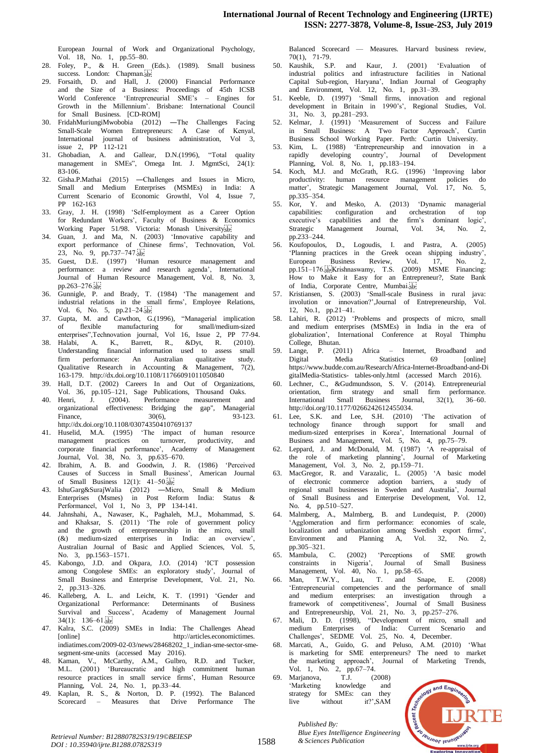European Journal of Work and Organizational Psychology, Vol. 18, No. 1, pp.55–80.

28. Foley, P., & H. Green (Eds.). (1989). Small business success. London: Chapman.
29. Forsaith, D. and Hall, J. (2000) Financial Performance and the Size of a Business: Proceedings of 45th ICSB World Conference 'Entrepreneurial SME's – Engines for Growth in the Millennium'. Brisbane: International Council for Small Business. [CD-ROM]
30. FridahMuriungiMwobobia (2012) ―The Challenges Facing Small-Scale Women Entrepreneurs: A Case of Kenyal, International journal of business administration, Vol 3, issue 2, PP 112-121
31. Ghobadian, A. and Gallear, D.N.(1996), "Total quality management in SMEs", Omega Int. J. MgmtSci, 24(1): 83-106.
32. Gisha.P.Mathai (2015) ―Challenges and Issues in Micro, Small and Medium Enterprises (MSMEs) in India: A Current Scenario of Economic Growthǁ, Vol 4, Issue 7, PP 162-163
33. Gray, J. H. (1998) 'Self-employment as a Career Option for Redundant Workers', Faculty of Business & Economics Working Paper 51/98. Victoria: Monash University
34. Guan, J. and Ma, N. (2003) 'Innovative capability and export performance of Chinese firms', Technovation, Vol. 23, No. 9, pp.737–747
35. Guest, D.E. (1997) 'Human resource management and performance: a review and research agenda', International Journal of Human Resource Management, Vol. 8, No. 3, pp.263–276
36. Gunnigle, P. and Brady, T. (1984) 'The management and industrial relations in the small firms', Employee Relations, Vol. 6, No. 5, pp.21–24
37. Gupta, M. and Cawthon, G.(1996), "Managerial implication of flexible manufacturing for small/medium-sized enterprises",Technovation journal, Vol 16, Issue 2, PP 77-94.
38. Halabi, A. K., Barrett, R., &Dyt, R. (2010). Understanding financial information used to assess small firm performance: An Australian qualitative study. Qualitative Research in Accounting & Management, 7(2), 163-179. http://dx.doi.org/10.1108/11766091011050840
39. Hall, D.T. (2002) Careers In and Out of Organizations, Vol. 36, pp.105–121, Sage Publications, Thousand Oaks.
40. Henri, J. (2004). Performance measurement and organizational effectiveness: Bridging the gap", Managerial Finance, 30(6), 93-123. http://dx.doi.org/10.1108/03074350410769137
41. Huselid, M.A. (1995) 'The impact of human resource management practices on turnover, productivity, and corporate financial performance', Academy of Management Journal, Vol. 38, No. 3, pp.635–670.
42. Ibrahim, A. B. and Goodwin, J. R. (1986) 'Perceived Causes of Success in Small Business', American Journal of Small Business 12(1): 41–50.
43. IshuGarg&SurajWalia (2012) ―Micro, Small & Medium Enterprises (Msmes) in Post Reform India: Status & Performanceǁ, Vol 1, No 3, PP 134-141.
44. Jahnshahi, A., Nawaser, K., Paghaleh, M.J., Mohammad, S. and Khaksar, S. (2011) 'The role of government policy and the growth of entrepreneurship in the micro, small (&) medium-sized enterprises in India: an overview', Australian Journal of Basic and Applied Sciences, Vol. 5, No. 3, pp.1563–1571.
45. Kabongo, J.D. and Okpara, J.O. (2014) 'ICT possession among Congolese SMEs: an exploratory study', Journal of Small Business and Enterprise Development, Vol. 21, No. 2, pp.313–326.
46. Kalleberg, A. L. and Leicht, K. T. (1991) 'Gender and Organizational Performance: Determinants of Business Survival and Success', Academy of Management Journal 34(1): 136–61
47. Kalra, S.C. (2009) SMEs in India: The Challenges Ahead [online] http://articles.economictimes. indiatimes.com/2009-02-03/news/28468822_1_indian-sme-sector-sme-segment-sme-units (accessed May 2016).
48. Kaman, V., McCarthy, A.M., Gulbro, R.D. and Tucker, M.L. (2001) 'Bureaucratic and high commitment human resource practices in small service firms', Human Resource Planning, Vol. 24, No. 1, pp.33–44.
49. Kaplan, R. S., & Norton, D. P. (1992). The Balanced Scorecard – Measures that Drive Performance The Balanced Scorecard — Measures. Harvard business review, 70(1), 71-79.
50. Kaushik, S.P. and Kaur, J. (2001) 'Evaluation of industrial politics and infrastructure facilities in National Capital Sub-region, Haryana', Indian Journal of Geography and Environment, Vol. 12, No. 1, pp.31–39.
51. Keeble, D. (1997) 'Small firms, innovation and regional development in Britain in 1990's', Regional Studies, Vol. 31, No. 3, pp.281–293.
52. Kelmar, J. (1991) 'Measurement of Success and Failure in Small Business: A Two Factor Approach', Curtin Business School Working Paper. Perth: Curtin University.
53. Kim, L. (1988) 'Entrepreneurship and innovation in a rapidly developing country', Journal of Development Planning, Vol. 8, No. 1, pp.183–194.
54. Koch, M.J. and McGrath, R.G. (1996) 'Improving labor productivity: human resource management policies do matter', Strategic Management Journal, Vol. 17, No. 5, pp.335–354.
55. Kor, Y. and Mesko, A. (2013) 'Dynamic managerial capabilities: configuration and orchestration of top executive's capabilities and the firm's dominant logic', Strategic Management Journal, Vol. 34, No. 2, pp.233–244.
56. Koufopoulos, D., Logoudis, I. and Pastra, A. (2005) 'Planning practices in the Greek ocean shipping industry', European Business Review, Vol. 17, No. 2, pp.151–176.Krishnaswamy, T.S. (2009) MSME Financing: How to Make it Easy for an Entrepreneur?, State Bank of India, Corporate Centre, Mumbai.
57. Kristiansen, S. (2003) 'Small-scale Business in rural java: involution or innovation?',Journal of Entrepreneurship, Vol. 12, No.1, pp.21–41.
58. Lahiri, R. (2012) 'Problems and prospects of micro, small and medium enterprises (MSMEs) in India in the era of globalization', International Conference at Royal Thimphu College, Bhutan.
59. Lange, P. (2011) Africa – Internet, Broadband and Digital Media Statistics 69 [online] https://www.budde.com.au/Research/Africa-Internet-Broadband-and-DigitalMedia-Statistics- tables-only.html (accessed March 2016).
60. Lechner, C., &Gudmundsson, S. V. (2014). Entrepreneurial orientation, firm strategy and small firm performance. International Small Business Journal, 32(1), 36–60. http://doi.org/10.1177/0266242612455034.
61. Lee, S.K. and Lee, S.H. (2010) 'The activation of technology finance through support for small and medium-sized enterprises in Korea', International Journal of Business and Management, Vol. 5, No. 4, pp.75–79.
62. Leppard, J. and McDonald, M. (1987) 'A re-appraisal of the role of marketing planning', Journal of Marketing Management, Vol. 3, No. 2, pp.159–71.
63. MacGregor, R. and Varazalic, L. (2005) 'A basic model of electronic commerce adoption barriers, a study of regional small businesses in Sweden and Australia', Journal of Small Business and Enterprise Development, Vol. 12, No. 4, pp.510–527.
64. Malmberg, A., Malmberg, B. and Lundequist, P. (2000) 'Agglomeration and firm performance: economies of scale, localization and urbanization among Swedish export firms', Environment and Planning A, Vol. 32, No. 2, pp.305–321.
65. Mambula, C. (2002) 'Perceptions of SME growth constraints in Nigeria', Journal of Small Business Management, Vol. 40, No. 1, pp.58–65.
66. Man, T.W.Y., Lau, T. and Snape, E. (2008) 'Entrepreneurial competencies and the performance of small and medium enterprises: an investigation through a framework of competitiveness', Journal of Small Business and Entrepreneurship, Vol. 21, No. 3, pp.257–276.
67. Mali, D. D. (1998), "Development of micro, small and medium Enterprises of India: Current Scenario and Challenges", SEDME Vol. 25, No. 4, December.
68. Marcati, A., Guido, G. and Peluso, A.M. (2010) 'What is marketing for SME enterpreneurs? The need to market the marketing approach', Journal of Marketing Trends, Vol. 1, No. 2, pp.67–74.
69. Marjanova, T.J. (2008) 'Marketing knowledge and strategy for SMEs: can they live without it?',SAM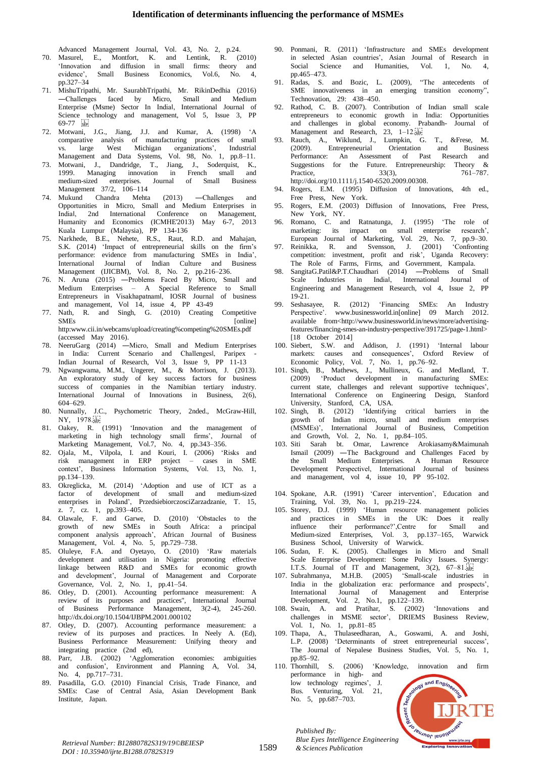Advanced Management Journal, Vol. 43, No. 2, p.24.

70. Masurel, E., Montfort, K. and Lentink, R. (2010) 'Innovation and diffusion in small firms: theory and evidence', Small Business Economics, Vol.6, No. 4, pp.327–34
71. MishuTripathi, Mr. SaurabhTripathi, Mr. RikinDedhia (2016) ―Challenges faced by Micro, Small and Medium Enterprise (Msme) Sector In India‖, International Journal of Science technology and management, Vol 5, Issue 3, PP 69-77
72. Motwani, J.G., Jiang, J.J. and Kumar, A. (1998) 'A comparative analysis of manufacturing practices of small vs. large West Michigan organizations', Industrial Management and Data Systems, Vol. 98, No. 1, pp.8–11.
73. Motwani, J., Dandridge, T., Jiang, J., Soderquist, K., 1999. Managing innovation in French small and medium-sized enterprises. Journal of Small Business Management 37/2, 106–114
74. Mukund Chandra Mehta (2013) ―Challenges and Opportunities in Micro, Small and Medium Enterprises in India‖, 2nd International Conference on Management, Humanity and Economics (ICMHE'2013) May 6-7, 2013 Kuala Lumpur (Malaysia), PP 134-136
75. Narkhede, B.E., Nehete, R.S., Raut, R.D. and Mahajan, S.K. (2014) 'Impact of entrepreneurial skills on the firm's performance: evidence from manufacturing SMEs in India', International Journal of Indian Culture and Business Management (IJICBM), Vol. 8, No. 2, pp.216–236.
76. N. Aruna (2015) ―Problems Faced By Micro, Small and Medium Enterprises – A Special Reference to Small Entrepreneurs in Visakhapatnam‖, IOSR Journal of business and management, Vol 14, issue 4, PP 43-49
77. Nath, R. and Singh, G. (2010) Creating Competitive SMEs [online] http:www.cii.in/webcams/upload/creating%20competing%20SMEs.pdf (accessed May 2016).
78. NeeruGarg (2014) ―Micro, Small and Medium Enterprises in India: Current Scenario and Challenges‖, Paripex - Indian Journal of Research, Vol 3, Issue 9, PP 11-13
79. Ngwangwama, M.M., Ungerer, M., & Morrison, J. (2013). An exploratory study of key success factors for business success of companies in the Namibian tertiary industry. International Journal of Innovations in Business, 2(6), 604–629.
80. Nunnally, J.C., Psychometric Theory, 2nded., McGraw-Hill, NY, 1978.
81. Oakey, R. (1991) 'Innovation and the management of marketing in high technology small firms', Journal of Marketing Management, Vol.7, No. 4, pp.343–356.
82. Ojala, M., Vilpola, I. and Kouri, I. (2006) 'Risks and risk management in ERP project – cases in SME context', Business Information Systems, Vol. 13, No. 1, pp.134–139.
83. Okreglicka, M. (2014) 'Adoption and use of ICT as a factor of development of small and medium-sized enterprises in Poland', PrzedsiebiorczosciZarzadzanie, T. 15, z. 7, cz. 1, pp.393–405.
84. Olawale, F. and Garwe, D. (2010) 'Obstacles to the growth of new SMEs in South Africa: a principal component analysis approach', African Journal of Business Management, Vol. 4, No. 5, pp.729–738.
85. Oluleye, F.A. and Oyetayo, O. (2010) 'Raw materials development and utilisation in Nigeria: promoting effective linkage between R&D and SMEs for economic growth and development', Journal of Management and Corporate Governance, Vol. 2, No. 1, pp.41–54.
86. Otley, D. (2001). Accounting performance measurement: A review of its purposes and practices", International Journal of Business Performance Management, 3(2-4), 245-260. http://dx.doi.org/10.1504/IJBPM.2001.000102
87. Otley, D. (2007). Accounting performance measurement: a review of its purposes and practices. In Neely A. (Ed), Business Performance Measurement: Unifying theory and integrating practice (2nd ed),
88. Parr, J.B. (2002) 'Agglomeration economies: ambiguities and confusion', Environment and Planning A, Vol. 34, No. 4, pp.717–731.
89. Pasadilla, G.O. (2010) Financial Crisis, Trade Finance, and SMEs: Case of Central Asia, Asian Development Bank Institute, Japan.
90. Ponmani, R. (2011) 'Infrastructure and SMEs development in selected Asian countries', Asian Journal of Research in Social Science and Humanities, Vol. 1, No. 4, pp.465–473.
91. Radas, S. and Bozic, L. (2009), "The antecedents of SME innovativeness in an emerging transition economy", Technovation, 29: 438–450.
92. Rathod, C. B. (2007). Contribution of Indian small scale entrepreneurs to economic growth in India: Opportunities and challenges in global economy. Prabandh- Journal of Management and Research, 23, 1–12.
93. Rauch, A., Wiklund, J., Lumpkin, G. T., &Frese, M. (2009). Entrepreneurial Orientation and Business Performance: An Assessment of Past Research and Suggestions for the Future. Entrepreneurship: Theory & Practice, 33(3), 761–787. http://doi.org/10.1111/j.1540-6520.2009.00308.
94. Rogers, E.M. (1995) Diffusion of Innovations, 4th ed., Free Press, New York.
95. Rogers, E.M. (2003) Diffusion of Innovations, Free Press, New York, NY.
96. Romano, C. and Ratnatunga, J. (1995) 'The role of marketing: its impact on small enterprise research', European Journal of Marketing, Vol. 29, No. 7, pp.9–30.
97. Reinikka, R. and Svensson, J. (2001) 'Confronting competition: investment, profit and risk', Uganda Recovery: The Role of Farms, Firms, and Government, Kampala.
98. SangitaG.Patil&P.T.Chaudhari (2014) ―Problems of Small Scale Industries in India‖, International Journal of Engineering and Management Research, vol 4, Issue 2, PP 19-21.
99. Seshasayee, R. (2012) 'Financing SMEs: An Industry Perspective'. www.businessworld.in[online] 09 March 2012. available from<http://www.businessworld.in/news/more/advertising-features/financing-smes-an-industry-perspective/391725/page-1.html> [18 October 2014]
100. Siebert, S.W. and Addison, J. (1991) 'Internal labour markets: causes and consequences', Oxford Review of Economic Policy, Vol. 7, No. 1, pp.76–92.
101. Singh, B., Mathews, J., Mullineux, G. and Medland, T. (2009) 'Product development in manufacturing SMEs: current state, challenges and relevant supportive techniques', International Conference on Engineering Design, Stanford University, Stanford, CA, USA.
102. Singh, B. (2012) 'Identifying critical barriers in the growth of Indian micro, small and medium enterprises (MSMEs)', International Journal of Business, Competition and Growth, Vol. 2, No. 1, pp.84–105.
103. Siti Sarah bt. Omar, Lawrence Arokiasamy&Maimunah Ismail (2009) ―The Background and Challenges Faced by the Small Medium Enterprises. A Human Resource Development Perspective‖, International Journal of business and management, vol 4, issue 10, PP 95-102.
104. Spokane, A.R. (1991) 'Career intervention', Education and Training, Vol. 39, No. 1, pp.219–224.
105. Storey, D.J. (1999) 'Human resource management policies and practices in SMEs in the UK: Does it really influence their performance?',Centre for Small and Medium-sized Enterprises, Vol. 3, pp.137–165, Warwick Business School, University of Warwick.
106. Sudan, F. K. (2005). Challenges in Micro and Small Scale Enterprise Development: Some Policy Issues. Synergy: I.T.S. Journal of IT and Management, 3(2), 67–81.
107. Subrahmanya, M.H.B. (2005) 'Small-scale industries in India in the globalization era: performance and prospects', International Journal of Management and Enterprise Development, Vol. 2, No.1, pp.122–139.
108. Swain, A. and Pratihar, S. (2002) 'Innovations and challenges in MSME sector', DRIEMS Business Review, Vol. 1, No. 1, pp.81–85
109. Thapa, A., Thulaseedharan, A., Goswami, A. and Joshi, L.P. (2008) 'Determinants of street entrepreneurial success', The Journal of Nepalese Business Studies, Vol. 5, No. 1, pp.85–92.
110. Thornhill, S. (2006) 'Knowledge, innovation and firm performance in high- and low technology regimes', J. Bus. Venturing, Vol. 21, No. 5, pp.687–703.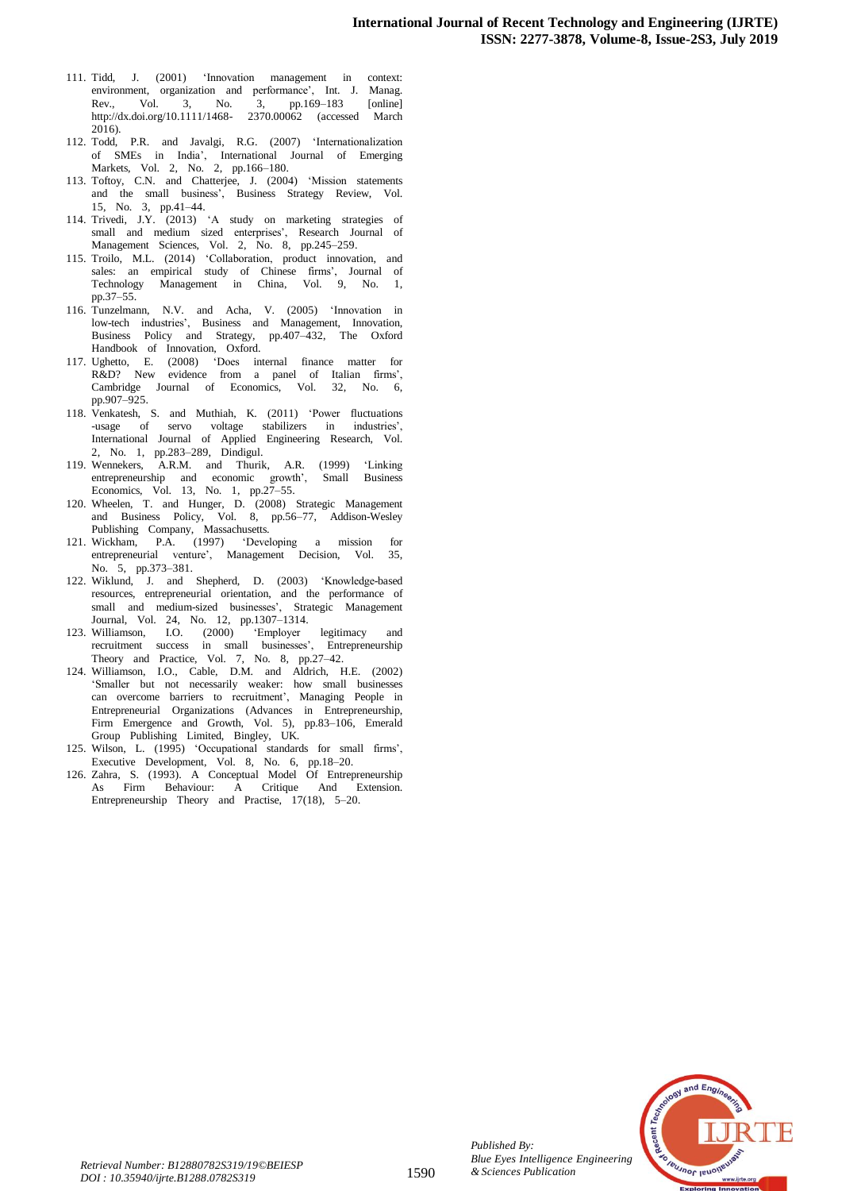111. Tidd, J. (2001) 'Innovation management in context: environment, organization and performance', Int. J. Manag. Rev., Vol. 3, No. 3, pp.169–183 [online] http://dx.doi.org/10.1111/1468- 2370.00062 (accessed March 2016).
112. Todd, P.R. and Javalgi, R.G. (2007) 'Internationalization of SMEs in India', International Journal of Emerging Markets, Vol. 2, No. 2, pp.166–180.
113. Toftoy, C.N. and Chatterjee, J. (2004) 'Mission statements and the small business', Business Strategy Review, Vol. 15, No. 3, pp.41–44.
114. Trivedi, J.Y. (2013) 'A study on marketing strategies of small and medium sized enterprises', Research Journal of Management Sciences, Vol. 2, No. 8, pp.245–259.
115. Troilo, M.L. (2014) 'Collaboration, product innovation, and sales: an empirical study of Chinese firms', Journal of Technology Management in China, Vol. 9, No. 1, pp.37–55.
116. Tunzelmann, N.V. and Acha, V. (2005) 'Innovation in low-tech industries', Business and Management, Innovation, Business Policy and Strategy, pp.407–432, The Oxford Handbook of Innovation, Oxford.
117. Ughetto, E. (2008) 'Does internal finance matter for R&D? New evidence from a panel of Italian firms', Cambridge Journal of Economics, Vol. 32, No. 6, pp.907–925.
118. Venkatesh, S. and Muthiah, K. (2011) 'Power fluctuations -usage of servo voltage stabilizers in industries', International Journal of Applied Engineering Research, Vol. 2, No. 1, pp.283–289, Dindigul.
119. Wennekers, A.R.M. and Thurik, A.R. (1999) 'Linking entrepreneurship and economic growth', Small Business Economics, Vol. 13, No. 1, pp.27–55.
120. Wheelen, T. and Hunger, D. (2008) Strategic Management and Business Policy, Vol. 8, pp.56–77, Addison-Wesley Publishing Company, Massachusetts.
121. Wickham, P.A. (1997) 'Developing a mission for entrepreneurial venture', Management Decision, Vol. 35, No. 5, pp.373–381.
122. Wiklund, J. and Shepherd, D. (2003) 'Knowledge-based resources, entrepreneurial orientation, and the performance of small and medium-sized businesses', Strategic Management Journal, Vol. 24, No. 12, pp.1307–1314.
123. Williamson, I.O. (2000) 'Employer legitimacy and recruitment success in small businesses', Entrepreneurship Theory and Practice, Vol. 7, No. 8, pp.27–42.
124. Williamson, I.O., Cable, D.M. and Aldrich, H.E. (2002) 'Smaller but not necessarily weaker: how small businesses can overcome barriers to recruitment', Managing People in Entrepreneurial Organizations (Advances in Entrepreneurship, Firm Emergence and Growth, Vol. 5), pp.83–106, Emerald Group Publishing Limited, Bingley, UK.
125. Wilson, L. (1995) 'Occupational standards for small firms', Executive Development, Vol. 8, No. 6, pp.18–20.
126. Zahra, S. (1993). A Conceptual Model Of Entrepreneurship As Firm Behaviour: A Critique And Extension. Entrepreneurship Theory and Practise, 17(18), 5–20.